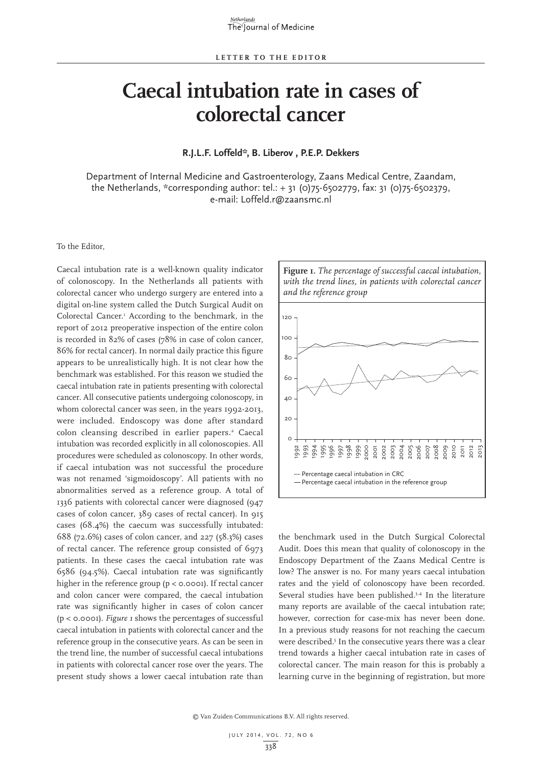LETTER TO THE EDITOR

# Caecal intubation rate in cases of colorectal cancer

**R.J.L.F. Loffeld*, B. Liberov , P.E.P. Dekkers**

Department of Internal Medicine and Gastroenterology, Zaans Medical Centre, Zaandam, the Netherlands, *corresponding author: tel.: + 31 (0)75-6502779, fax: 31 (0)75-6502379, e-mail: Loffeld.r@zaansmc.nl

To the Editor,

Caecal intubation rate is a well-known quality indicator of colonoscopy. In the Netherlands all patients with colorectal cancer who undergo surgery are entered into a digital on-line system called the Dutch Surgical Audit on Colorectal Cancer.[1] According to the benchmark, in the report of 2012 preoperative inspection of the entire colon is recorded in 82% of cases (78% in case of colon cancer, 86% for rectal cancer). In normal daily practice this figure appears to be unrealistically high. It is not clear how the benchmark was established. For this reason we studied the caecal intubation rate in patients presenting with colorectal cancer. All consecutive patients undergoing colonoscopy, in whom colorectal cancer was seen, in the years 1992-2013, were included. Endoscopy was done after standard colon cleansing described in earlier papers.[2] Caecal intubation was recorded explicitly in all colonoscopies. All procedures were scheduled as colonoscopy. In other words, if caecal intubation was not successful the procedure was not renamed 'sigmoidoscopy'. All patients with no abnormalities served as a reference group. A total of 1336 patients with colorectal cancer were diagnosed (947 cases of colon cancer, 389 cases of rectal cancer). In 915 cases (68.4%) the caecum was successfully intubated: 688 (72.6%) cases of colon cancer, and 227 (58.3%) cases of rectal cancer. The reference group consisted of 6973 patients. In these cases the caecal intubation rate was 6586 (94.5%). Caecal intubation rate was significantly higher in the reference group ($p < 0.0001$). If rectal cancer and colon cancer were compared, the caecal intubation rate was significantly higher in cases of colon cancer ($p < 0.0001$). *Figure 1* shows the percentages of successful caecal intubation in patients with colorectal cancer and the reference group in the consecutive years. As can be seen in the trend line, the number of successful caecal intubations in patients with colorectal cancer rose over the years. The present study shows a lower caecal intubation rate than the benchmark used in the Dutch Surgical Colorectal Audit. Does this mean that quality of colonoscopy in the Endoscopy Department of the Zaans Medical Centre is low? The answer is no. For many years caecal intubation rates and the yield of colonoscopy have been recorded. Several studies have been published.[3,4] In the literature many reports are available of the caecal intubation rate; however, correction for case-mix has never been done. In a previous study reasons for not reaching the caecum were described.[5] In the consecutive years there was a clear trend towards a higher caecal intubation rate in cases of colorectal cancer. The main reason for this is probably a learning curve in the beginning of registration, but more

**Figure 1.** *The percentage of successful caecal intubation, with the trend lines, in patients with colorectal cancer and the reference group*

120
100
80
60
40
20
0

1992 1993 1994 1995 1996 1997 1998 1999 2000 2001 2002 2003 2004 2005 2006 2007 2008 2009 2010 2011 2012 2013

---- Percentage caecal intubation in CRC
— Percentage caecal intubation in the reference group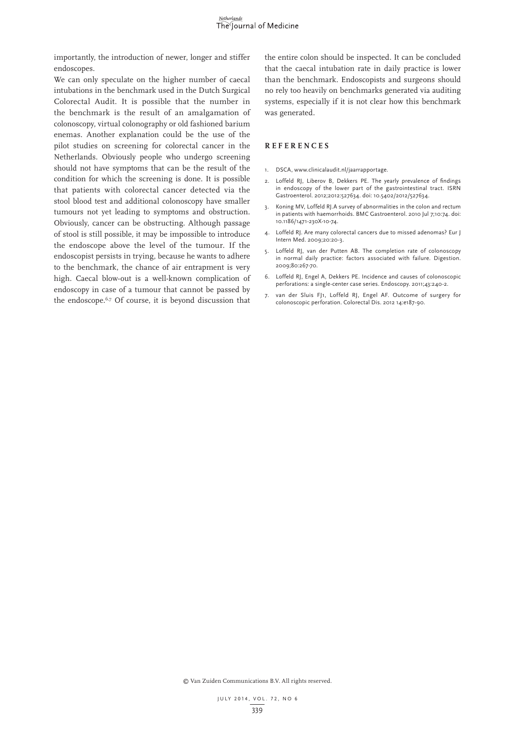importantly, the introduction of newer, longer and stiffer endoscopes.

We can only speculate on the higher number of caecal intubations in the benchmark used in the Dutch Surgical Colorectal Audit. It is possible that the number in the benchmark is the result of an amalgamation of colonoscopy, virtual colonography or old fashioned barium enemas. Another explanation could be the use of the pilot studies on screening for colorectal cancer in the Netherlands. Obviously people who undergo screening should not have symptoms that can be the result of the condition for which the screening is done. It is possible that patients with colorectal cancer detected via the stool blood test and additional colonoscopy have smaller tumours not yet leading to symptoms and obstruction. Obviously, cancer can be obstructing. Although passage of stool is still possible, it may be impossible to introduce the endoscope above the level of the tumour. If the endoscopist persists in trying, because he wants to adhere to the benchmark, the chance of air entrapment is very high. Caecal blow-out is a well-known complication of endoscopy in case of a tumour that cannot be passed by the endoscope.[6,7] Of course, it is beyond discussion that the entire colon should be inspected. It can be concluded that the caecal intubation rate in daily practice is lower than the benchmark. Endoscopists and surgeons should no rely too heavily on benchmarks generated via auditing systems, especially if it is not clear how this benchmark was generated.

## REFERENCES

1. DSCA, www.clinicalaudit.nl/jaarrapportage.
2. Loffeld RJ, Liberov B, Dekkers PE. The yearly prevalence of findings in endoscopy of the lower part of the gastrointestinal tract. ISRN Gastroenterol. 2012;2012:527634. doi: 10.5402/2012/527634.
3. Koning MV, Loffeld RJ.A survey of abnormalities in the colon and rectum in patients with haemorrhoids. BMC Gastroenterol. 2010 Jul 7;10:74. doi: 10.1186/1471-230X-10-74.
4. Loffeld RJ. Are many colorectal cancers due to missed adenomas? Eur J Intern Med. 2009;20:20-3.
5. Loffeld RJ, van der Putten AB. The completion rate of colonoscopy in normal daily practice: factors associated with failure. Digestion. 2009;80:267-70.
6. Loffeld RJ, Engel A, Dekkers PE. Incidence and causes of colonoscopic perforations: a single-center case series. Endoscopy. 2011;43:240-2.
7. van der Sluis FJ1, Loffeld RJ, Engel AF. Outcome of surgery for colonoscopic perforation. Colorectal Dis. 2012 14:e187-90.

© Van Zuiden Communications B.V. All rights reserved.